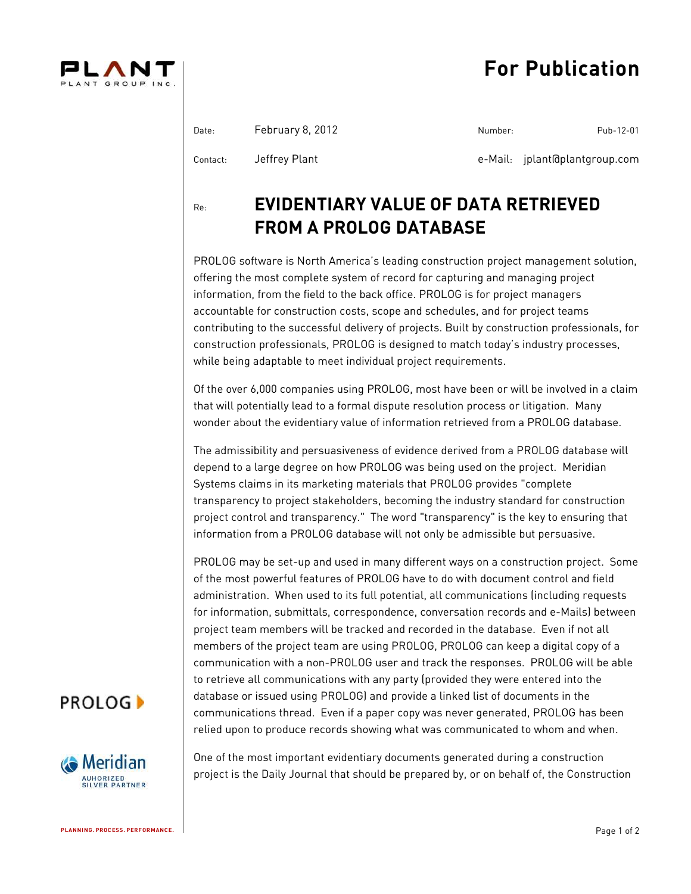# For Publication

| Date: | February 8, 2012 | Number: | Pub-12-01 |
|---|---|---|---|
| Contact: | Jeffrey Plant | e-Mail: | jplant@plantgroup.com |

Re: **EVIDENTIARY VALUE OF DATA RETRIEVED FROM A PROLOG DATABASE**

PROLOG software is North America's leading construction project management solution, offering the most complete system of record for capturing and managing project information, from the field to the back office. PROLOG is for project managers accountable for construction costs, scope and schedules, and for project teams contributing to the successful delivery of projects. Built by construction professionals, for construction professionals, PROLOG is designed to match today's industry processes, while being adaptable to meet individual project requirements.

Of the over 6,000 companies using PROLOG, most have been or will be involved in a claim that will potentially lead to a formal dispute resolution process or litigation. Many wonder about the evidentiary value of information retrieved from a PROLOG database.

The admissibility and persuasiveness of evidence derived from a PROLOG database will depend to a large degree on how PROLOG was being used on the project. Meridian Systems claims in its marketing materials that PROLOG provides "complete transparency to project stakeholders, becoming the industry standard for construction project control and transparency." The word "transparency" is the key to ensuring that information from a PROLOG database will not only be admissible but persuasive.

PROLOG may be set-up and used in many different ways on a construction project. Some of the most powerful features of PROLOG have to do with document control and field administration. When used to its full potential, all communications (including requests for information, submittals, correspondence, conversation records and e-Mails) between project team members will be tracked and recorded in the database. Even if not all members of the project team are using PROLOG, PROLOG can keep a digital copy of a communication with a non-PROLOG user and track the responses. PROLOG will be able to retrieve all communications with any party (provided they were entered into the database or issued using PROLOG) and provide a linked list of documents in the communications thread. Even if a paper copy was never generated, PROLOG has been relied upon to produce records showing what was communicated to whom and when.

One of the most important evidentiary documents generated during a construction project is the Daily Journal that should be prepared by, or on behalf of, the Construction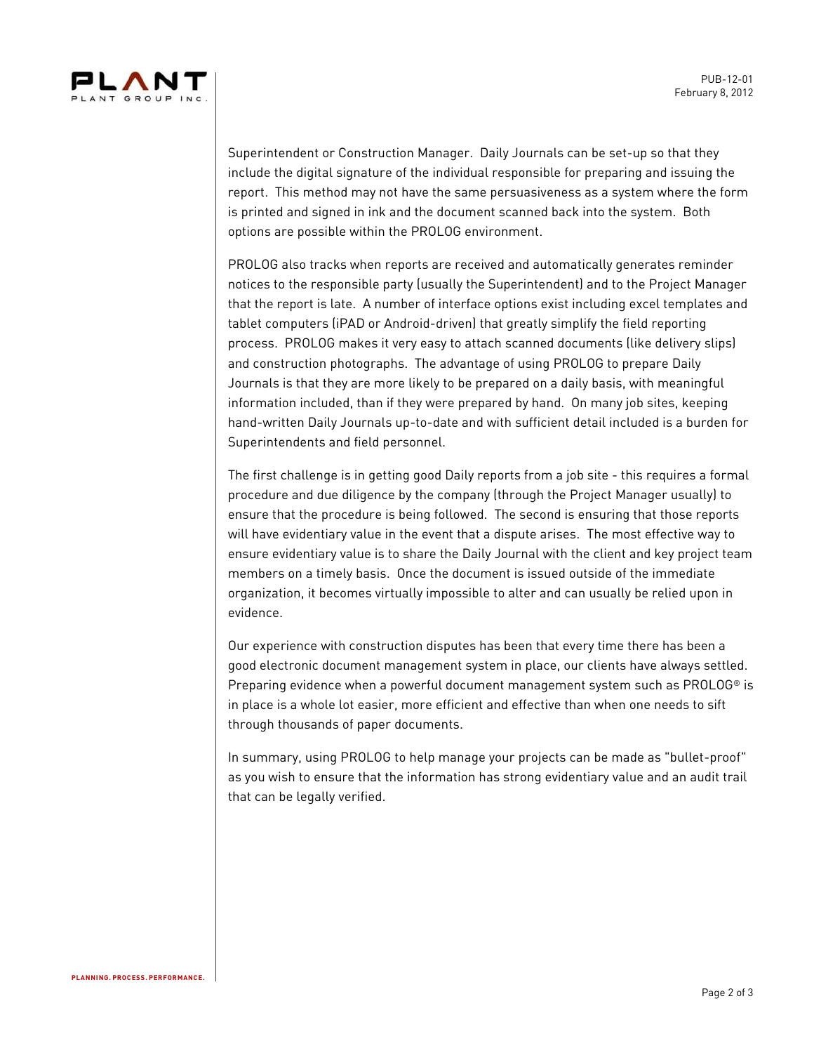Superintendent or Construction Manager. Daily Journals can be set-up so that they include the digital signature of the individual responsible for preparing and issuing the report. This method may not have the same persuasiveness as a system where the form is printed and signed in ink and the document scanned back into the system. Both options are possible within the PROLOG environment.

PROLOG also tracks when reports are received and automatically generates reminder notices to the responsible party (usually the Superintendent) and to the Project Manager that the report is late. A number of interface options exist including excel templates and tablet computers (iPAD or Android-driven) that greatly simplify the field reporting process. PROLOG makes it very easy to attach scanned documents (like delivery slips) and construction photographs. The advantage of using PROLOG to prepare Daily Journals is that they are more likely to be prepared on a daily basis, with meaningful information included, than if they were prepared by hand. On many job sites, keeping hand-written Daily Journals up-to-date and with sufficient detail included is a burden for Superintendents and field personnel.

The first challenge is in getting good Daily reports from a job site - this requires a formal procedure and due diligence by the company (through the Project Manager usually) to ensure that the procedure is being followed. The second is ensuring that those reports will have evidentiary value in the event that a dispute arises. The most effective way to ensure evidentiary value is to share the Daily Journal with the client and key project team members on a timely basis. Once the document is issued outside of the immediate organization, it becomes virtually impossible to alter and can usually be relied upon in evidence.

Our experience with construction disputes has been that every time there has been a good electronic document management system in place, our clients have always settled. Preparing evidence when a powerful document management system such as PROLOG® is in place is a whole lot easier, more efficient and effective than when one needs to sift through thousands of paper documents.

In summary, using PROLOG to help manage your projects can be made as "bullet-proof" as you wish to ensure that the information has strong evidentiary value and an audit trail that can be legally verified.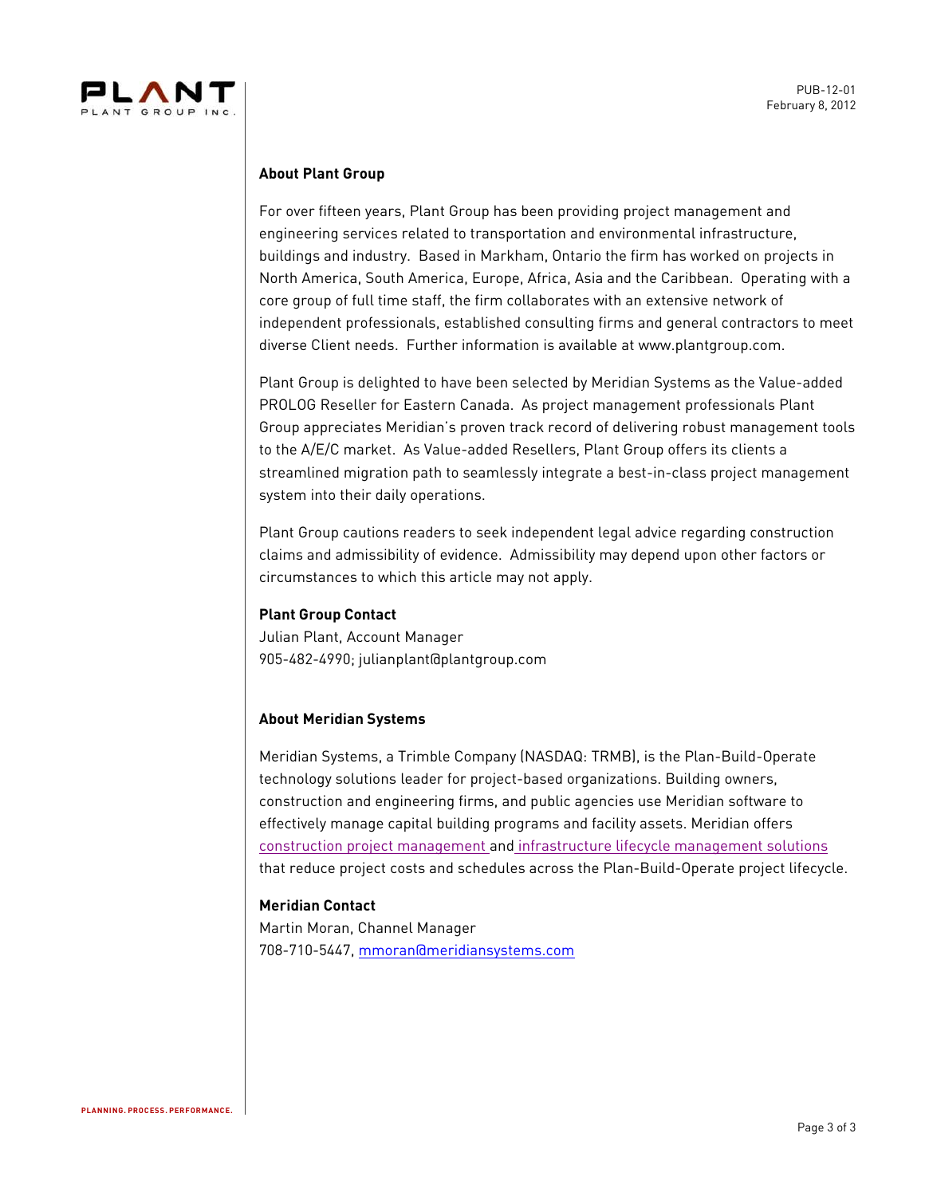PUB-12-01
February 8, 2012

**About Plant Group**

For over fifteen years, Plant Group has been providing project management and engineering services related to transportation and environmental infrastructure, buildings and industry. Based in Markham, Ontario the firm has worked on projects in North America, South America, Europe, Africa, Asia and the Caribbean. Operating with a core group of full time staff, the firm collaborates with an extensive network of independent professionals, established consulting firms and general contractors to meet diverse Client needs. Further information is available at www.plantgroup.com.

Plant Group is delighted to have been selected by Meridian Systems as the Value-added PROLOG Reseller for Eastern Canada. As project management professionals Plant Group appreciates Meridian's proven track record of delivering robust management tools to the A/E/C market. As Value-added Resellers, Plant Group offers its clients a streamlined migration path to seamlessly integrate a best-in-class project management system into their daily operations.

Plant Group cautions readers to seek independent legal advice regarding construction claims and admissibility of evidence. Admissibility may depend upon other factors or circumstances to which this article may not apply.

**Plant Group Contact**
Julian Plant, Account Manager
905-482-4990; julianplant@plantgroup.com

**About Meridian Systems**

Meridian Systems, a Trimble Company (NASDAQ: TRMB), is the Plan-Build-Operate technology solutions leader for project-based organizations. Building owners, construction and engineering firms, and public agencies use Meridian software to effectively manage capital building programs and facility assets. Meridian offers construction project management and infrastructure lifecycle management solutions that reduce project costs and schedules across the Plan-Build-Operate project lifecycle.

**Meridian Contact**
Martin Moran, Channel Manager
708-710-5447, mmoran@meridiansystems.com

PLANNING. PROCESS. PERFORMANCE.